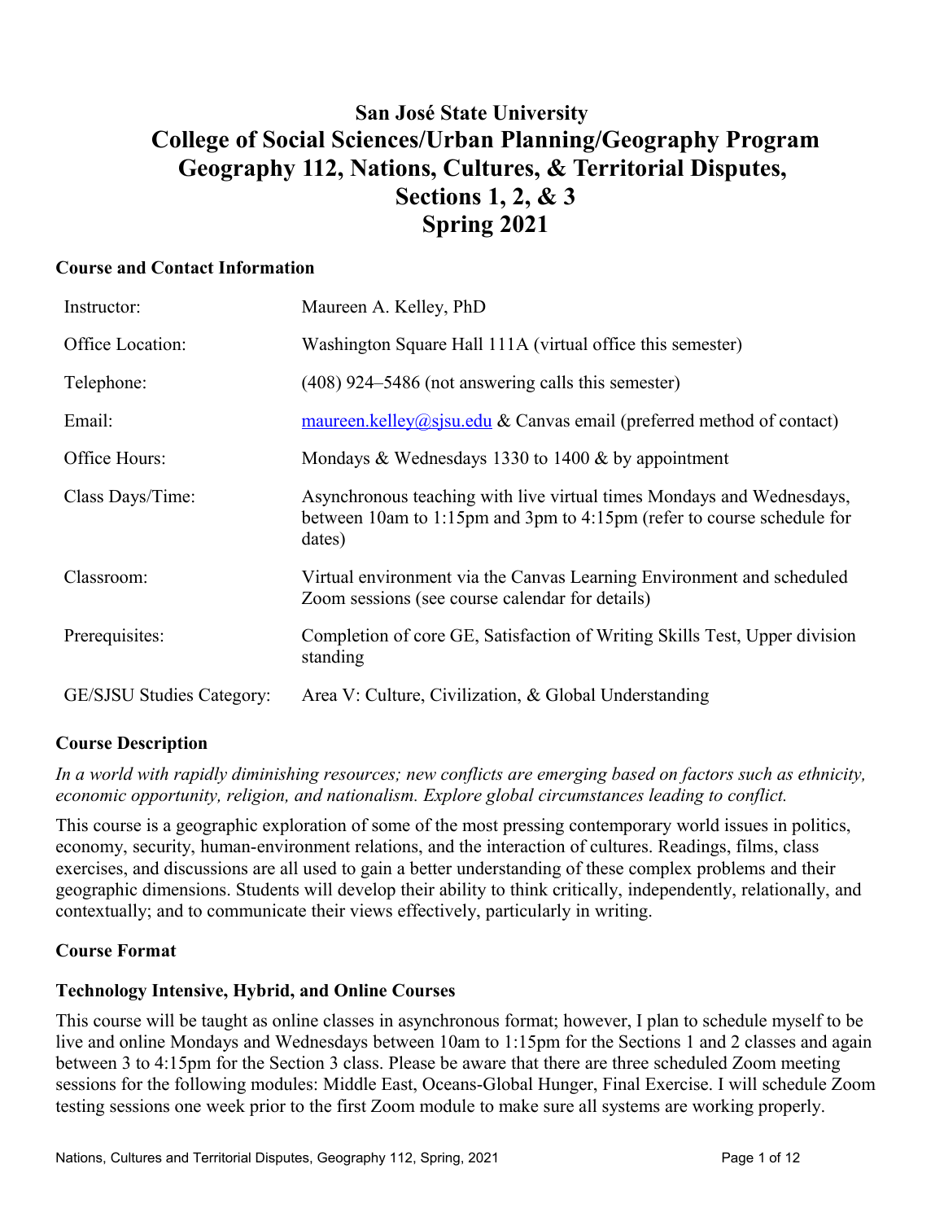# San José State University
# College of Social Sciences/Urban Planning/Geography Program
# Geography 112, Nations, Cultures, & Territorial Disputes, Sections 1, 2, & 3
# Spring 2021

## Course and Contact Information

| | |
|---|---|
| Instructor: | Maureen A. Kelley, PhD |
| Office Location: | Washington Square Hall 111A (virtual office this semester) |
| Telephone: | (408) 924–5486 (not answering calls this semester) |
| Email: | maureen.kelley@sjsu.edu & Canvas email (preferred method of contact) |
| Office Hours: | Mondays & Wednesdays 1330 to 1400 & by appointment |
| Class Days/Time: | Asynchronous teaching with live virtual times Mondays and Wednesdays, between 10am to 1:15pm and 3pm to 4:15pm (refer to course schedule for dates) |
| Classroom: | Virtual environment via the Canvas Learning Environment and scheduled Zoom sessions (see course calendar for details) |
| Prerequisites: | Completion of core GE, Satisfaction of Writing Skills Test, Upper division standing |
| GE/SJSU Studies Category: | Area V: Culture, Civilization, & Global Understanding |

## Course Description

*In a world with rapidly diminishing resources; new conflicts are emerging based on factors such as ethnicity, economic opportunity, religion, and nationalism. Explore global circumstances leading to conflict.*

This course is a geographic exploration of some of the most pressing contemporary world issues in politics, economy, security, human-environment relations, and the interaction of cultures. Readings, films, class exercises, and discussions are all used to gain a better understanding of these complex problems and their geographic dimensions. Students will develop their ability to think critically, independently, relationally, and contextually; and to communicate their views effectively, particularly in writing.

## Course Format

### Technology Intensive, Hybrid, and Online Courses

This course will be taught as online classes in asynchronous format; however, I plan to schedule myself to be live and online Mondays and Wednesdays between 10am to 1:15pm for the Sections 1 and 2 classes and again between 3 to 4:15pm for the Section 3 class. Please be aware that there are three scheduled Zoom meeting sessions for the following modules: Middle East, Oceans-Global Hunger, Final Exercise. I will schedule Zoom testing sessions one week prior to the first Zoom module to make sure all systems are working properly.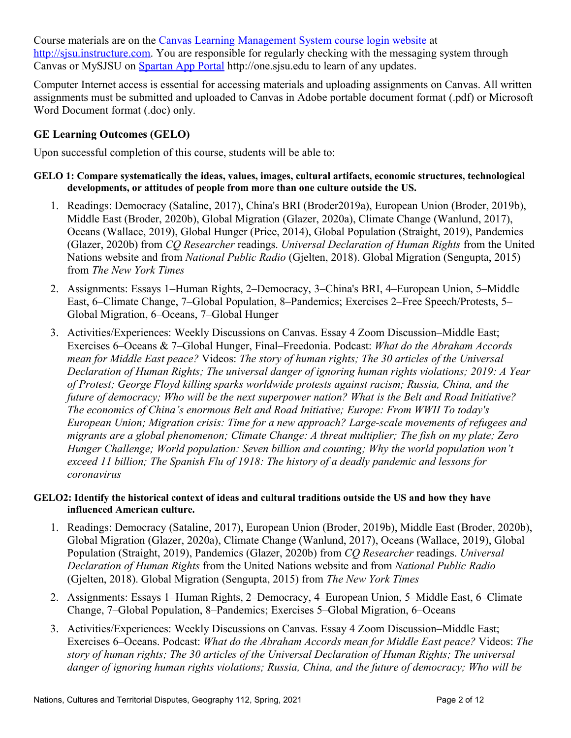Course materials are on the [Canvas Learning Management System course login website](http://sjsu.instructure.com) at http://sjsu.instructure.com. You are responsible for regularly checking with the messaging system through Canvas or MySJSU on [Spartan App Portal](http://one.sjsu.edu) http://one.sjsu.edu to learn of any updates.

Computer Internet access is essential for accessing materials and uploading assignments on Canvas. All written assignments must be submitted and uploaded to Canvas in Adobe portable document format (.pdf) or Microsoft Word Document format (.doc) only.

### GE Learning Outcomes (GELO)

Upon successful completion of this course, students will be able to:

**GELO 1: Compare systematically the ideas, values, images, cultural artifacts, economic structures, technological developments, or attitudes of people from more than one culture outside the US.**

1. Readings: Democracy (Sataline, 2017), China's BRI (Broder2019a), European Union (Broder, 2019b), Middle East (Broder, 2020b), Global Migration (Glazer, 2020a), Climate Change (Wanlund, 2017), Oceans (Wallace, 2019), Global Hunger (Price, 2014), Global Population (Straight, 2019), Pandemics (Glazer, 2020b) from *CQ Researcher* readings. *Universal Declaration of Human Rights* from the United Nations website and from *National Public Radio* (Gjelten, 2018). Global Migration (Sengupta, 2015) from *The New York Times*
2. Assignments: Essays 1–Human Rights, 2–Democracy, 3–China's BRI, 4–European Union, 5–Middle East, 6–Climate Change, 7–Global Population, 8–Pandemics; Exercises 2–Free Speech/Protests, 5–Global Migration, 6–Oceans, 7–Global Hunger
3. Activities/Experiences: Weekly Discussions on Canvas. Essay 4 Zoom Discussion–Middle East; Exercises 6–Oceans & 7–Global Hunger, Final–Freedonia. Podcast: *What do the Abraham Accords mean for Middle East peace?* Videos: *The story of human rights; The 30 articles of the Universal Declaration of Human Rights; The universal danger of ignoring human rights violations; 2019: A Year of Protest; George Floyd killing sparks worldwide protests against racism; Russia, China, and the future of democracy; Who will be the next superpower nation? What is the Belt and Road Initiative? The economics of China's enormous Belt and Road Initiative; Europe: From WWII To today's European Union; Migration crisis: Time for a new approach? Large-scale movements of refugees and migrants are a global phenomenon; Climate Change: A threat multiplier; The fish on my plate; Zero Hunger Challenge; World population: Seven billion and counting; Why the world population won't exceed 11 billion; The Spanish Flu of 1918: The history of a deadly pandemic and lessons for coronavirus*

**GELO2: Identify the historical context of ideas and cultural traditions outside the US and how they have influenced American culture.**

1. Readings: Democracy (Sataline, 2017), European Union (Broder, 2019b), Middle East (Broder, 2020b), Global Migration (Glazer, 2020a), Climate Change (Wanlund, 2017), Oceans (Wallace, 2019), Global Population (Straight, 2019), Pandemics (Glazer, 2020b) from *CQ Researcher* readings. *Universal Declaration of Human Rights* from the United Nations website and from *National Public Radio* (Gjelten, 2018). Global Migration (Sengupta, 2015) from *The New York Times*
2. Assignments: Essays 1–Human Rights, 2–Democracy, 4–European Union, 5–Middle East, 6–Climate Change, 7–Global Population, 8–Pandemics; Exercises 5–Global Migration, 6–Oceans
3. Activities/Experiences: Weekly Discussions on Canvas. Essay 4 Zoom Discussion–Middle East; Exercises 6–Oceans. Podcast: *What do the Abraham Accords mean for Middle East peace?* Videos: *The story of human rights; The 30 articles of the Universal Declaration of Human Rights; The universal danger of ignoring human rights violations; Russia, China, and the future of democracy; Who will be*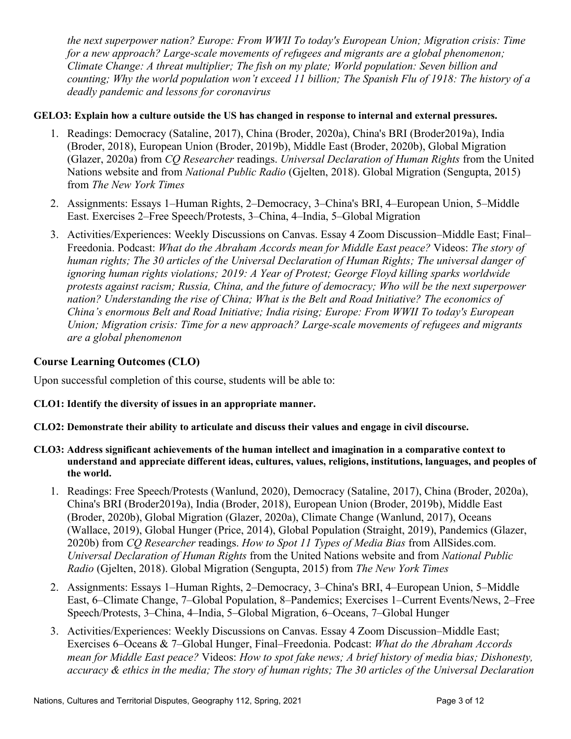*the next superpower nation? Europe: From WWII To today's European Union; Migration crisis: Time for a new approach? Large-scale movements of refugees and migrants are a global phenomenon; Climate Change: A threat multiplier; The fish on my plate; World population: Seven billion and counting; Why the world population won't exceed 11 billion; The Spanish Flu of 1918: The history of a deadly pandemic and lessons for coronavirus*

**GELO3: Explain how a culture outside the US has changed in response to internal and external pressures.**

1. Readings: Democracy (Sataline, 2017), China (Broder, 2020a), China's BRI (Broder2019a), India (Broder, 2018), European Union (Broder, 2019b), Middle East (Broder, 2020b), Global Migration (Glazer, 2020a) from *CQ Researcher* readings. *Universal Declaration of Human Rights* from the United Nations website and from *National Public Radio* (Gjelten, 2018). Global Migration (Sengupta, 2015) from *The New York Times*
2. Assignments: Essays 1–Human Rights, 2–Democracy, 3–China's BRI, 4–European Union, 5–Middle East. Exercises 2–Free Speech/Protests, 3–China, 4–India, 5–Global Migration
3. Activities/Experiences: Weekly Discussions on Canvas. Essay 4 Zoom Discussion–Middle East; Final–Freedonia. Podcast: *What do the Abraham Accords mean for Middle East peace?* Videos: *The story of human rights; The 30 articles of the Universal Declaration of Human Rights; The universal danger of ignoring human rights violations; 2019: A Year of Protest; George Floyd killing sparks worldwide protests against racism; Russia, China, and the future of democracy; Who will be the next superpower nation? Understanding the rise of China; What is the Belt and Road Initiative? The economics of China's enormous Belt and Road Initiative; India rising; Europe: From WWII To today's European Union; Migration crisis: Time for a new approach? Large-scale movements of refugees and migrants are a global phenomenon*

## Course Learning Outcomes (CLO)

Upon successful completion of this course, students will be able to:

**CLO1: Identify the diversity of issues in an appropriate manner.**

**CLO2: Demonstrate their ability to articulate and discuss their values and engage in civil discourse.**

**CLO3: Address significant achievements of the human intellect and imagination in a comparative context to understand and appreciate different ideas, cultures, values, religions, institutions, languages, and peoples of the world.**

1. Readings: Free Speech/Protests (Wanlund, 2020), Democracy (Sataline, 2017), China (Broder, 2020a), China's BRI (Broder2019a), India (Broder, 2018), European Union (Broder, 2019b), Middle East (Broder, 2020b), Global Migration (Glazer, 2020a), Climate Change (Wanlund, 2017), Oceans (Wallace, 2019), Global Hunger (Price, 2014), Global Population (Straight, 2019), Pandemics (Glazer, 2020b) from *CQ Researcher* readings. *How to Spot 11 Types of Media Bias* from AllSides.com. *Universal Declaration of Human Rights* from the United Nations website and from *National Public Radio* (Gjelten, 2018). Global Migration (Sengupta, 2015) from *The New York Times*
2. Assignments: Essays 1–Human Rights, 2–Democracy, 3–China's BRI, 4–European Union, 5–Middle East, 6–Climate Change, 7–Global Population, 8–Pandemics; Exercises 1–Current Events/News, 2–Free Speech/Protests, 3–China, 4–India, 5–Global Migration, 6–Oceans, 7–Global Hunger
3. Activities/Experiences: Weekly Discussions on Canvas. Essay 4 Zoom Discussion–Middle East; Exercises 6–Oceans & 7–Global Hunger, Final–Freedonia. Podcast: *What do the Abraham Accords mean for Middle East peace?* Videos: *How to spot fake news; A brief history of media bias; Dishonesty, accuracy & ethics in the media; The story of human rights; The 30 articles of the Universal Declaration*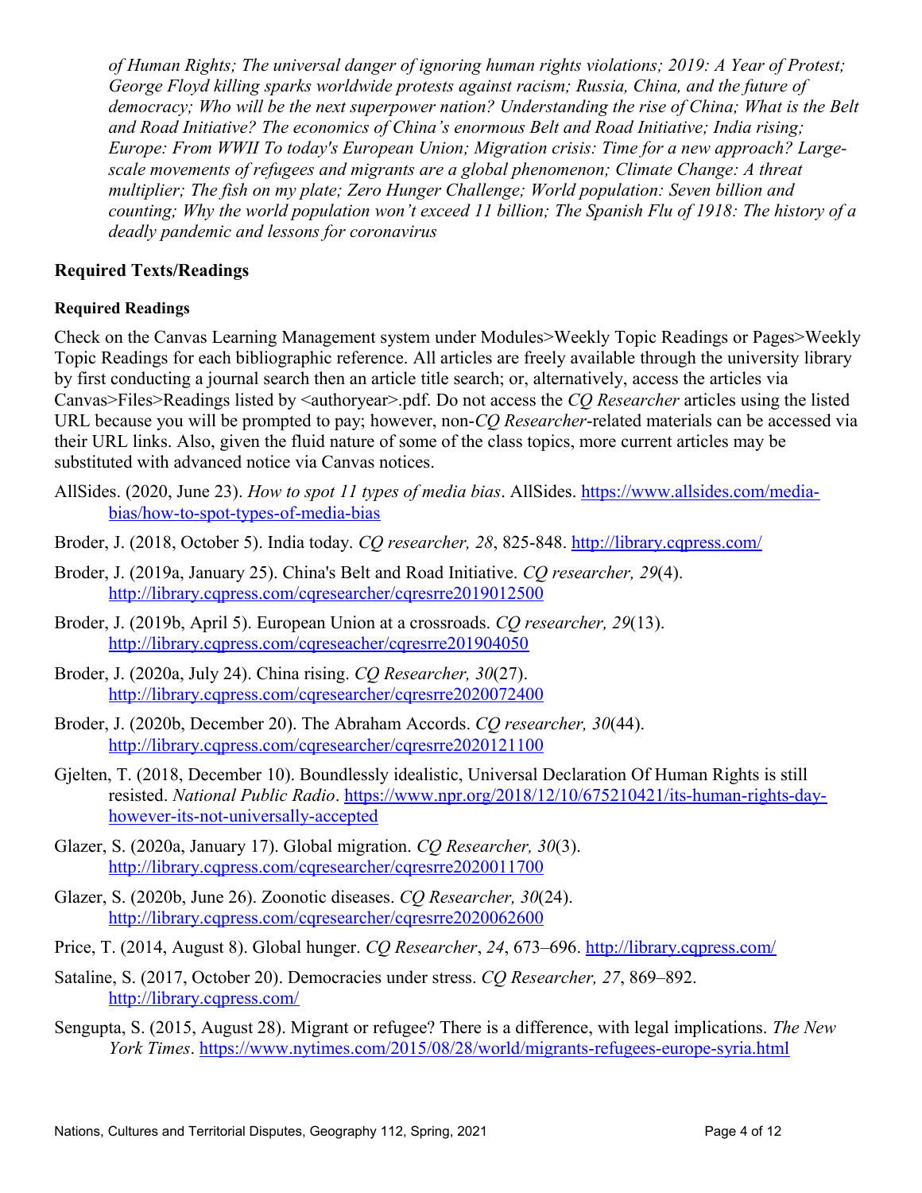*of Human Rights; The universal danger of ignoring human rights violations; 2019: A Year of Protest; George Floyd killing sparks worldwide protests against racism; Russia, China, and the future of democracy; Who will be the next superpower nation? Understanding the rise of China; What is the Belt and Road Initiative? The economics of China's enormous Belt and Road Initiative; India rising; Europe: From WWII To today's European Union; Migration crisis: Time for a new approach? Large-scale movements of refugees and migrants are a global phenomenon; Climate Change: A threat multiplier; The fish on my plate; Zero Hunger Challenge; World population: Seven billion and counting; Why the world population won't exceed 11 billion; The Spanish Flu of 1918: The history of a deadly pandemic and lessons for coronavirus*

## Required Texts/Readings

### Required Readings

Check on the Canvas Learning Management system under Modules>Weekly Topic Readings or Pages>Weekly Topic Readings for each bibliographic reference. All articles are freely available through the university library by first conducting a journal search then an article title search; or, alternatively, access the articles via Canvas>Files>Readings listed by <authoryear>.pdf. Do not access the *CQ Researcher* articles using the listed URL because you will be prompted to pay; however, non-*CQ Researcher*-related materials can be accessed via their URL links. Also, given the fluid nature of some of the class topics, more current articles may be substituted with advanced notice via Canvas notices.

AllSides. (2020, June 23). *How to spot 11 types of media bias*. AllSides. https://www.allsides.com/media-bias/how-to-spot-types-of-media-bias

Broder, J. (2018, October 5). India today. *CQ researcher, 28*, 825-848. http://library.cqpress.com/

Broder, J. (2019a, January 25). China's Belt and Road Initiative. *CQ researcher, 29*(4). http://library.cqpress.com/cqresearcher/cqresrre2019012500

Broder, J. (2019b, April 5). European Union at a crossroads. *CQ researcher, 29*(13). http://library.cqpress.com/cqreseacher/cqresrre201904050

Broder, J. (2020a, July 24). China rising. *CQ Researcher, 30*(27). http://library.cqpress.com/cqresearcher/cqresrre2020072400

Broder, J. (2020b, December 20). The Abraham Accords. *CQ researcher, 30*(44). http://library.cqpress.com/cqresearcher/cqresrre2020121100

Gjelten, T. (2018, December 10). Boundlessly idealistic, Universal Declaration Of Human Rights is still resisted. *National Public Radio*. https://www.npr.org/2018/12/10/675210421/its-human-rights-day-however-its-not-universally-accepted

Glazer, S. (2020a, January 17). Global migration. *CQ Researcher, 30*(3). http://library.cqpress.com/cqresearcher/cqresrre2020011700

Glazer, S. (2020b, June 26). Zoonotic diseases. *CQ Researcher, 30*(24). http://library.cqpress.com/cqresearcher/cqresrre2020062600

Price, T. (2014, August 8). Global hunger. *CQ Researcher*, *24*, 673–696. http://library.cqpress.com/

Sataline, S. (2017, October 20). Democracies under stress. *CQ Researcher, 27*, 869–892. http://library.cqpress.com/

Sengupta, S. (2015, August 28). Migrant or refugee? There is a difference, with legal implications. *The New York Times*. https://www.nytimes.com/2015/08/28/world/migrants-refugees-europe-syria.html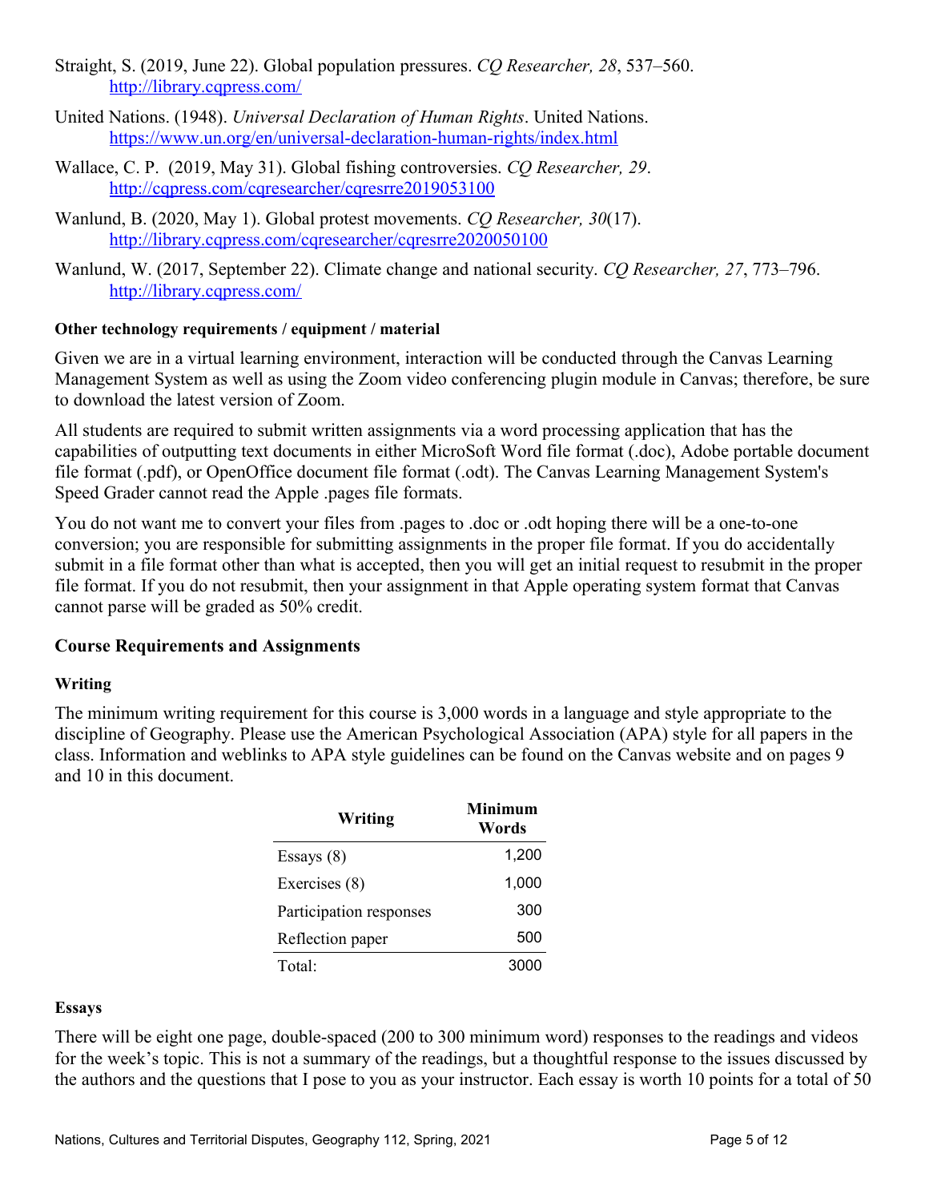Straight, S. (2019, June 22). Global population pressures. *CQ Researcher, 28*, 537–560. http://library.cqpress.com/

United Nations. (1948). *Universal Declaration of Human Rights*. United Nations. https://www.un.org/en/universal-declaration-human-rights/index.html

Wallace, C. P. (2019, May 31). Global fishing controversies. *CQ Researcher, 29*. http://cqpress.com/cqresearcher/cqresrre2019053100

Wanlund, B. (2020, May 1). Global protest movements. *CQ Researcher, 30*(17). http://library.cqpress.com/cqresearcher/cqresrre2020050100

Wanlund, W. (2017, September 22). Climate change and national security. *CQ Researcher, 27*, 773–796. http://library.cqpress.com/

**Other technology requirements / equipment / material**

Given we are in a virtual learning environment, interaction will be conducted through the Canvas Learning Management System as well as using the Zoom video conferencing plugin module in Canvas; therefore, be sure to download the latest version of Zoom.

All students are required to submit written assignments via a word processing application that has the capabilities of outputting text documents in either MicroSoft Word file format (.doc), Adobe portable document file format (.pdf), or OpenOffice document file format (.odt). The Canvas Learning Management System's Speed Grader cannot read the Apple .pages file formats.

You do not want me to convert your files from .pages to .doc or .odt hoping there will be a one-to-one conversion; you are responsible for submitting assignments in the proper file format. If you do accidentally submit in a file format other than what is accepted, then you will get an initial request to resubmit in the proper file format. If you do not resubmit, then your assignment in that Apple operating system format that Canvas cannot parse will be graded as 50% credit.

## Course Requirements and Assignments

### Writing

The minimum writing requirement for this course is 3,000 words in a language and style appropriate to the discipline of Geography. Please use the American Psychological Association (APA) style for all papers in the class. Information and weblinks to APA style guidelines can be found on the Canvas website and on pages 9 and 10 in this document.

| Writing | Minimum Words |
|---|---:|
| Essays (8) | 1,200 |
| Exercises (8) | 1,000 |
| Participation responses | 300 |
| Reflection paper | 500 |
| Total: | 3000 |

### Essays

There will be eight one page, double-spaced (200 to 300 minimum word) responses to the readings and videos for the week's topic. This is not a summary of the readings, but a thoughtful response to the issues discussed by the authors and the questions that I pose to you as your instructor. Each essay is worth 10 points for a total of 50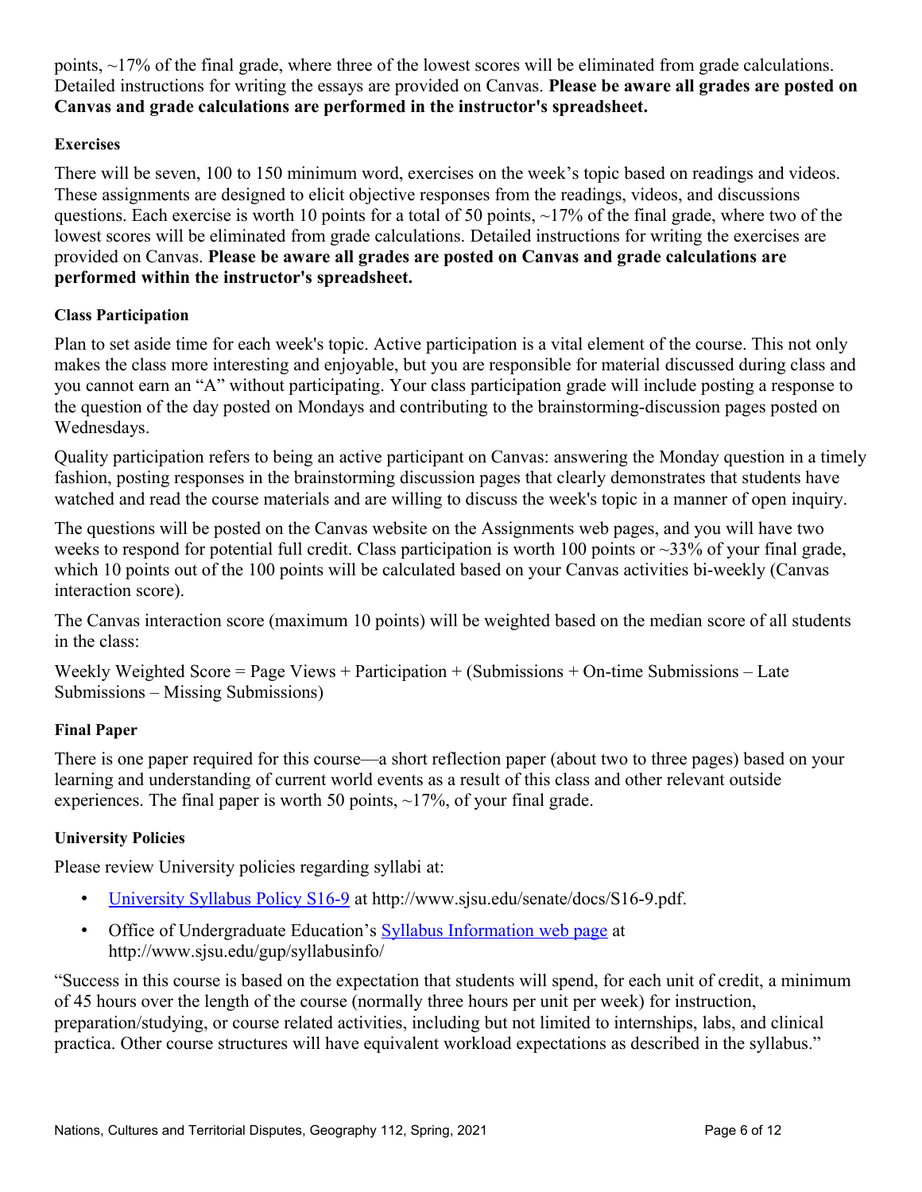points, ~17% of the final grade, where three of the lowest scores will be eliminated from grade calculations. Detailed instructions for writing the essays are provided on Canvas. **Please be aware all grades are posted on Canvas and grade calculations are performed in the instructor's spreadsheet.**

#### Exercises

There will be seven, 100 to 150 minimum word, exercises on the week's topic based on readings and videos. These assignments are designed to elicit objective responses from the readings, videos, and discussions questions. Each exercise is worth 10 points for a total of 50 points, ~17% of the final grade, where two of the lowest scores will be eliminated from grade calculations. Detailed instructions for writing the exercises are provided on Canvas. **Please be aware all grades are posted on Canvas and grade calculations are performed within the instructor's spreadsheet.**

#### Class Participation

Plan to set aside time for each week's topic. Active participation is a vital element of the course. This not only makes the class more interesting and enjoyable, but you are responsible for material discussed during class and you cannot earn an "A" without participating. Your class participation grade will include posting a response to the question of the day posted on Mondays and contributing to the brainstorming-discussion pages posted on Wednesdays.

Quality participation refers to being an active participant on Canvas: answering the Monday question in a timely fashion, posting responses in the brainstorming discussion pages that clearly demonstrates that students have watched and read the course materials and are willing to discuss the week's topic in a manner of open inquiry.

The questions will be posted on the Canvas website on the Assignments web pages, and you will have two weeks to respond for potential full credit. Class participation is worth 100 points or ~33% of your final grade, which 10 points out of the 100 points will be calculated based on your Canvas activities bi-weekly (Canvas interaction score).

The Canvas interaction score (maximum 10 points) will be weighted based on the median score of all students in the class:

Weekly Weighted Score = Page Views + Participation + (Submissions + On-time Submissions – Late Submissions – Missing Submissions)

#### Final Paper

There is one paper required for this course—a short reflection paper (about two to three pages) based on your learning and understanding of current world events as a result of this class and other relevant outside experiences. The final paper is worth 50 points, ~17%, of your final grade.

#### University Policies

Please review University policies regarding syllabi at:

- University Syllabus Policy S16-9 at http://www.sjsu.edu/senate/docs/S16-9.pdf.
- Office of Undergraduate Education's Syllabus Information web page at http://www.sjsu.edu/gup/syllabusinfo/

"Success in this course is based on the expectation that students will spend, for each unit of credit, a minimum of 45 hours over the length of the course (normally three hours per unit per week) for instruction, preparation/studying, or course related activities, including but not limited to internships, labs, and clinical practica. Other course structures will have equivalent workload expectations as described in the syllabus."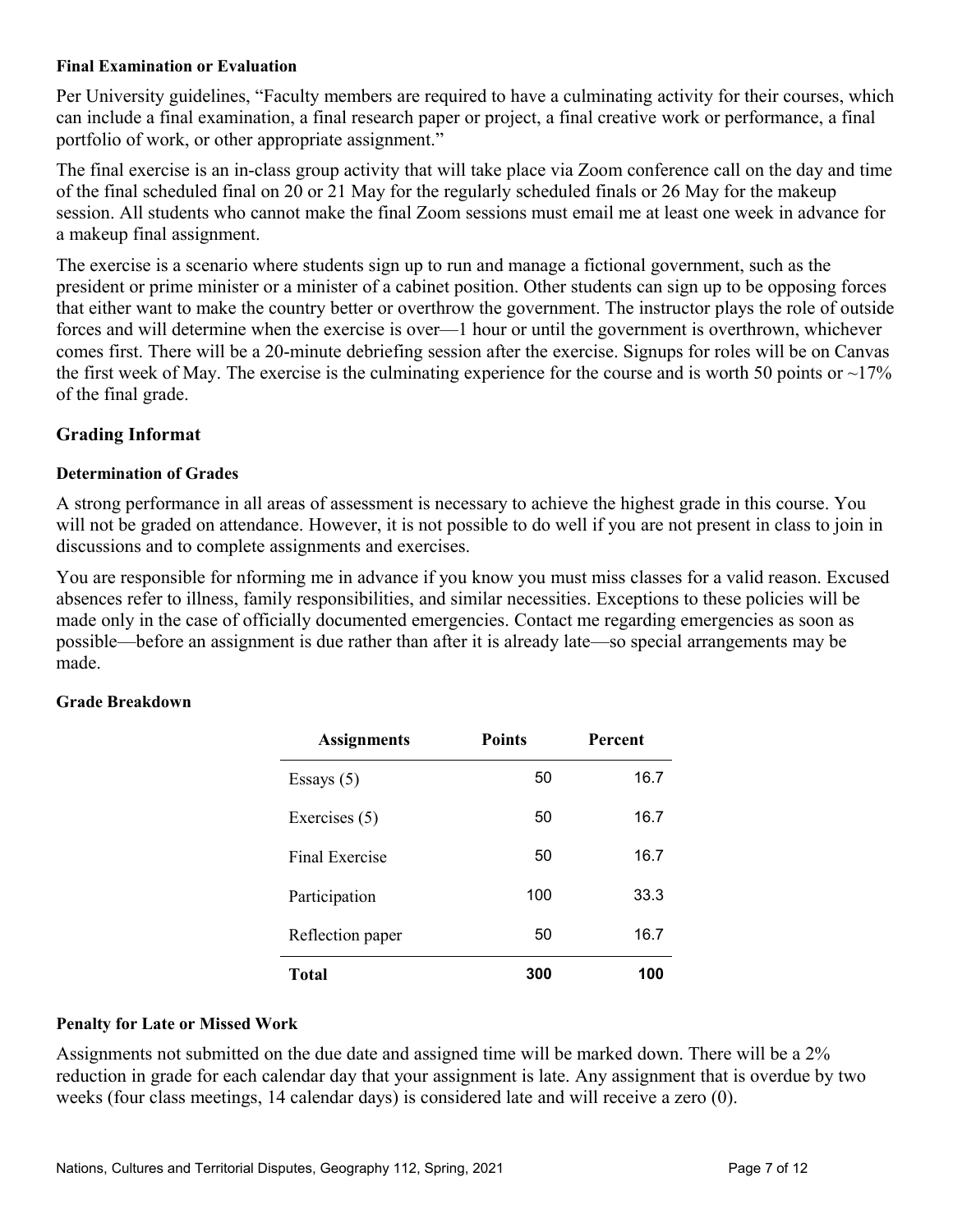#### Final Examination or Evaluation

Per University guidelines, "Faculty members are required to have a culminating activity for their courses, which can include a final examination, a final research paper or project, a final creative work or performance, a final portfolio of work, or other appropriate assignment."

The final exercise is an in-class group activity that will take place via Zoom conference call on the day and time of the final scheduled final on 20 or 21 May for the regularly scheduled finals or 26 May for the makeup session. All students who cannot make the final Zoom sessions must email me at least one week in advance for a makeup final assignment.

The exercise is a scenario where students sign up to run and manage a fictional government, such as the president or prime minister or a minister of a cabinet position. Other students can sign up to be opposing forces that either want to make the country better or overthrow the government. The instructor plays the role of outside forces and will determine when the exercise is over—1 hour or until the government is overthrown, whichever comes first. There will be a 20-minute debriefing session after the exercise. Signups for roles will be on Canvas the first week of May. The exercise is the culminating experience for the course and is worth 50 points or ~17% of the final grade.

### Grading Informat

#### Determination of Grades

A strong performance in all areas of assessment is necessary to achieve the highest grade in this course. You will not be graded on attendance. However, it is not possible to do well if you are not present in class to join in discussions and to complete assignments and exercises.

You are responsible for nforming me in advance if you know you must miss classes for a valid reason. Excused absences refer to illness, family responsibilities, and similar necessities. Exceptions to these policies will be made only in the case of officially documented emergencies. Contact me regarding emergencies as soon as possible—before an assignment is due rather than after it is already late—so special arrangements may be made.

#### Grade Breakdown

| Assignments | Points | Percent |
|---|---|---|
| Essays (5) | 50 | 16.7 |
| Exercises (5) | 50 | 16.7 |
| Final Exercise | 50 | 16.7 |
| Participation | 100 | 33.3 |
| Reflection paper | 50 | 16.7 |
| **Total** | **300** | **100** |

#### Penalty for Late or Missed Work

Assignments not submitted on the due date and assigned time will be marked down. There will be a 2% reduction in grade for each calendar day that your assignment is late. Any assignment that is overdue by two weeks (four class meetings, 14 calendar days) is considered late and will receive a zero (0).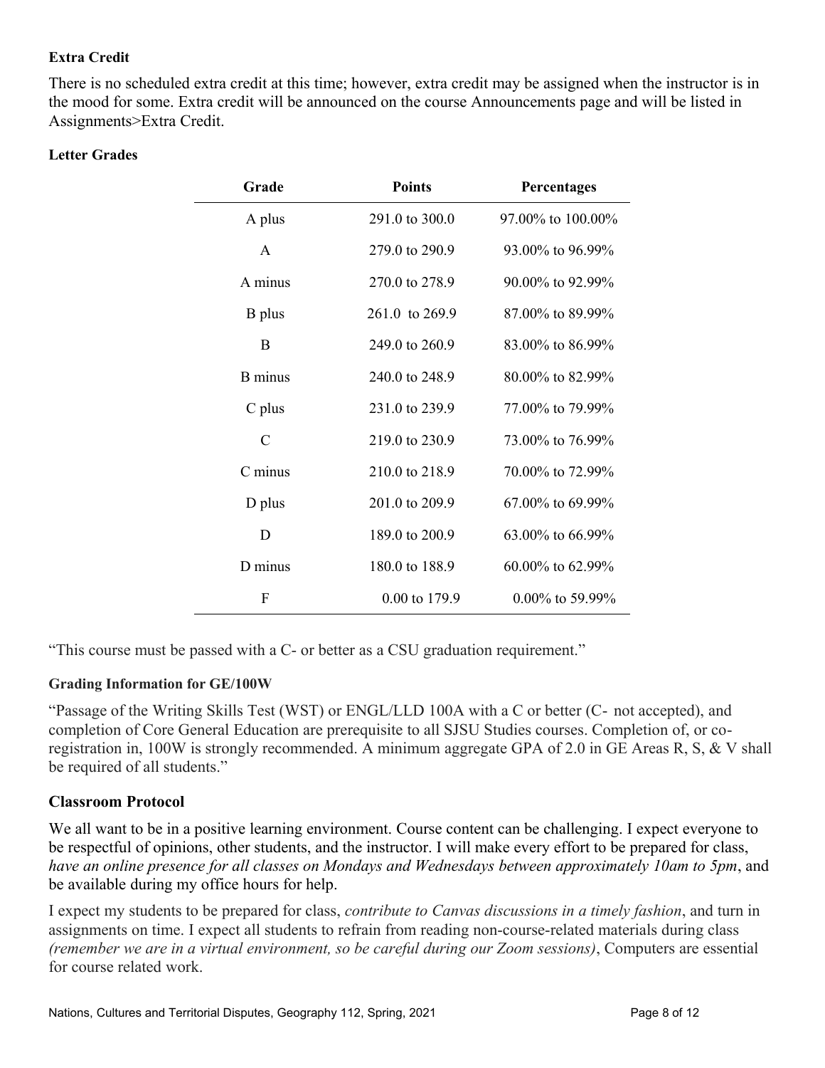### Extra Credit

There is no scheduled extra credit at this time; however, extra credit may be assigned when the instructor is in the mood for some. Extra credit will be announced on the course Announcements page and will be listed in Assignments>Extra Credit.

### Letter Grades

| Grade | Points | Percentages |
|---|---|---|
| A plus | 291.0 to 300.0 | 97.00% to 100.00% |
| A | 279.0 to 290.9 | 93.00% to 96.99% |
| A minus | 270.0 to 278.9 | 90.00% to 92.99% |
| B plus | 261.0 to 269.9 | 87.00% to 89.99% |
| B | 249.0 to 260.9 | 83.00% to 86.99% |
| B minus | 240.0 to 248.9 | 80.00% to 82.99% |
| C plus | 231.0 to 239.9 | 77.00% to 79.99% |
| C | 219.0 to 230.9 | 73.00% to 76.99% |
| C minus | 210.0 to 218.9 | 70.00% to 72.99% |
| D plus | 201.0 to 209.9 | 67.00% to 69.99% |
| D | 189.0 to 200.9 | 63.00% to 66.99% |
| D minus | 180.0 to 188.9 | 60.00% to 62.99% |
| F | 0.00 to 179.9 | 0.00% to 59.99% |

"This course must be passed with a C- or better as a CSU graduation requirement."

### Grading Information for GE/100W

"Passage of the Writing Skills Test (WST) or ENGL/LLD 100A with a C or better (C- not accepted), and completion of Core General Education are prerequisite to all SJSU Studies courses. Completion of, or co-registration in, 100W is strongly recommended. A minimum aggregate GPA of 2.0 in GE Areas R, S, & V shall be required of all students."

## Classroom Protocol

We all want to be in a positive learning environment. Course content can be challenging. I expect everyone to be respectful of opinions, other students, and the instructor. I will make every effort to be prepared for class, *have an online presence for all classes on Mondays and Wednesdays between approximately 10am to 5pm*, and be available during my office hours for help.

I expect my students to be prepared for class, *contribute to Canvas discussions in a timely fashion*, and turn in assignments on time. I expect all students to refrain from reading non-course-related materials during class *(remember we are in a virtual environment, so be careful during our Zoom sessions)*, Computers are essential for course related work.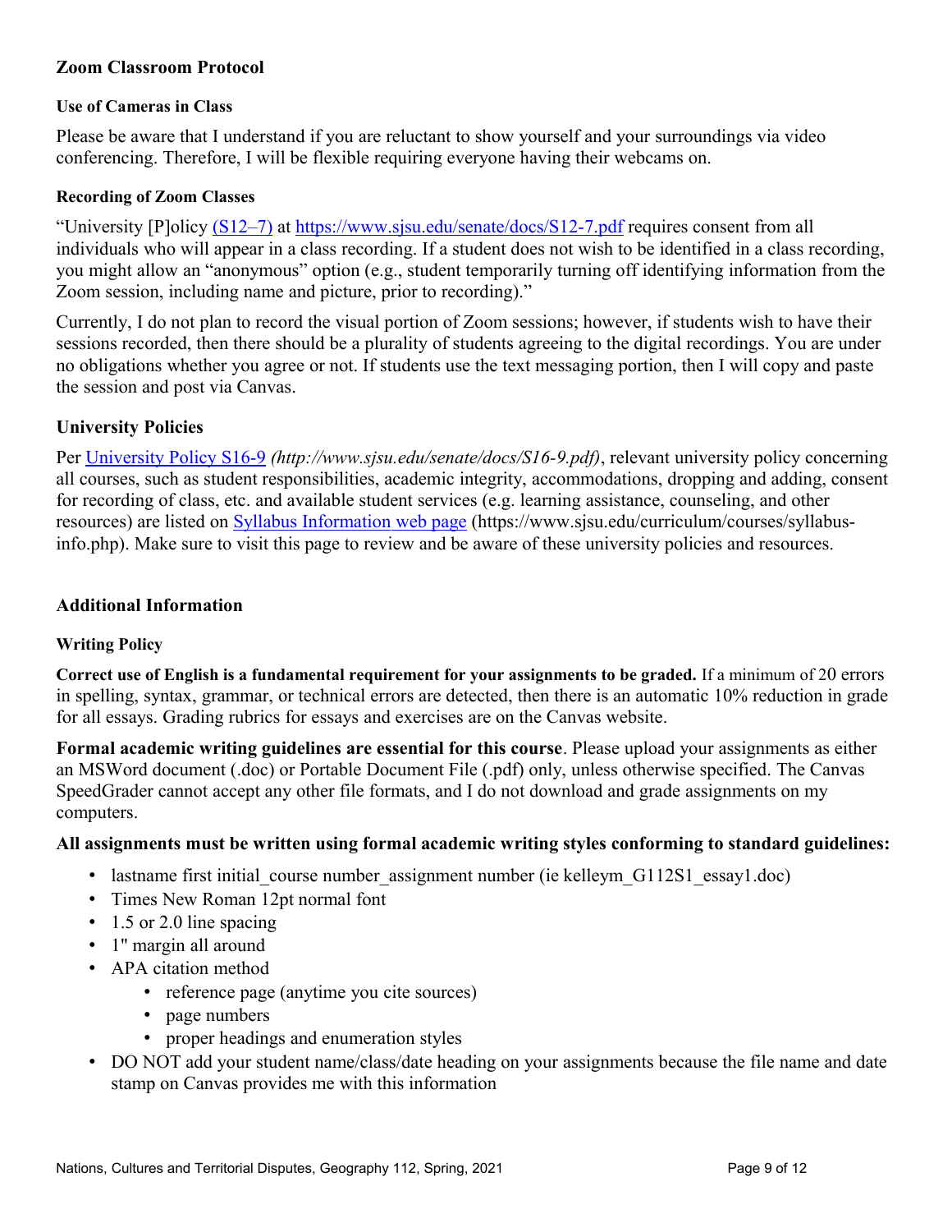## Zoom Classroom Protocol

### Use of Cameras in Class

Please be aware that I understand if you are reluctant to show yourself and your surroundings via video conferencing. Therefore, I will be flexible requiring everyone having their webcams on.

### Recording of Zoom Classes

"University [P]olicy [(S12–7)](https://www.sjsu.edu/senate/docs/S12-7.pdf) at [https://www.sjsu.edu/senate/docs/S12-7.pdf](https://www.sjsu.edu/senate/docs/S12-7.pdf) requires consent from all individuals who will appear in a class recording. If a student does not wish to be identified in a class recording, you might allow an "anonymous" option (e.g., student temporarily turning off identifying information from the Zoom session, including name and picture, prior to recording)."

Currently, I do not plan to record the visual portion of Zoom sessions; however, if students wish to have their sessions recorded, then there should be a plurality of students agreeing to the digital recordings. You are under no obligations whether you agree or not. If students use the text messaging portion, then I will copy and paste the session and post via Canvas.

## University Policies

Per [University Policy S16-9](http://www.sjsu.edu/senate/docs/S16-9.pdf) *(http://www.sjsu.edu/senate/docs/S16-9.pdf)*, relevant university policy concerning all courses, such as student responsibilities, academic integrity, accommodations, dropping and adding, consent for recording of class, etc. and available student services (e.g. learning assistance, counseling, and other resources) are listed on [Syllabus Information web page](https://www.sjsu.edu/curriculum/courses/syllabus-info.php) (https://www.sjsu.edu/curriculum/courses/syllabus-info.php). Make sure to visit this page to review and be aware of these university policies and resources.

## Additional Information

### Writing Policy

**Correct use of English is a fundamental requirement for your assignments to be graded.** If a minimum of 20 errors in spelling, syntax, grammar, or technical errors are detected, then there is an automatic 10% reduction in grade for all essays. Grading rubrics for essays and exercises are on the Canvas website.

**Formal academic writing guidelines are essential for this course**. Please upload your assignments as either an MSWord document (.doc) or Portable Document File (.pdf) only, unless otherwise specified. The Canvas SpeedGrader cannot accept any other file formats, and I do not download and grade assignments on my computers.

**All assignments must be written using formal academic writing styles conforming to standard guidelines:**

- lastname first initial_course number_assignment number (ie kelleym_G112S1_essay1.doc)
- Times New Roman 12pt normal font
- 1.5 or 2.0 line spacing
- 1" margin all around
- APA citation method
  - reference page (anytime you cite sources)
  - page numbers
  - proper headings and enumeration styles
- DO NOT add your student name/class/date heading on your assignments because the file name and date stamp on Canvas provides me with this information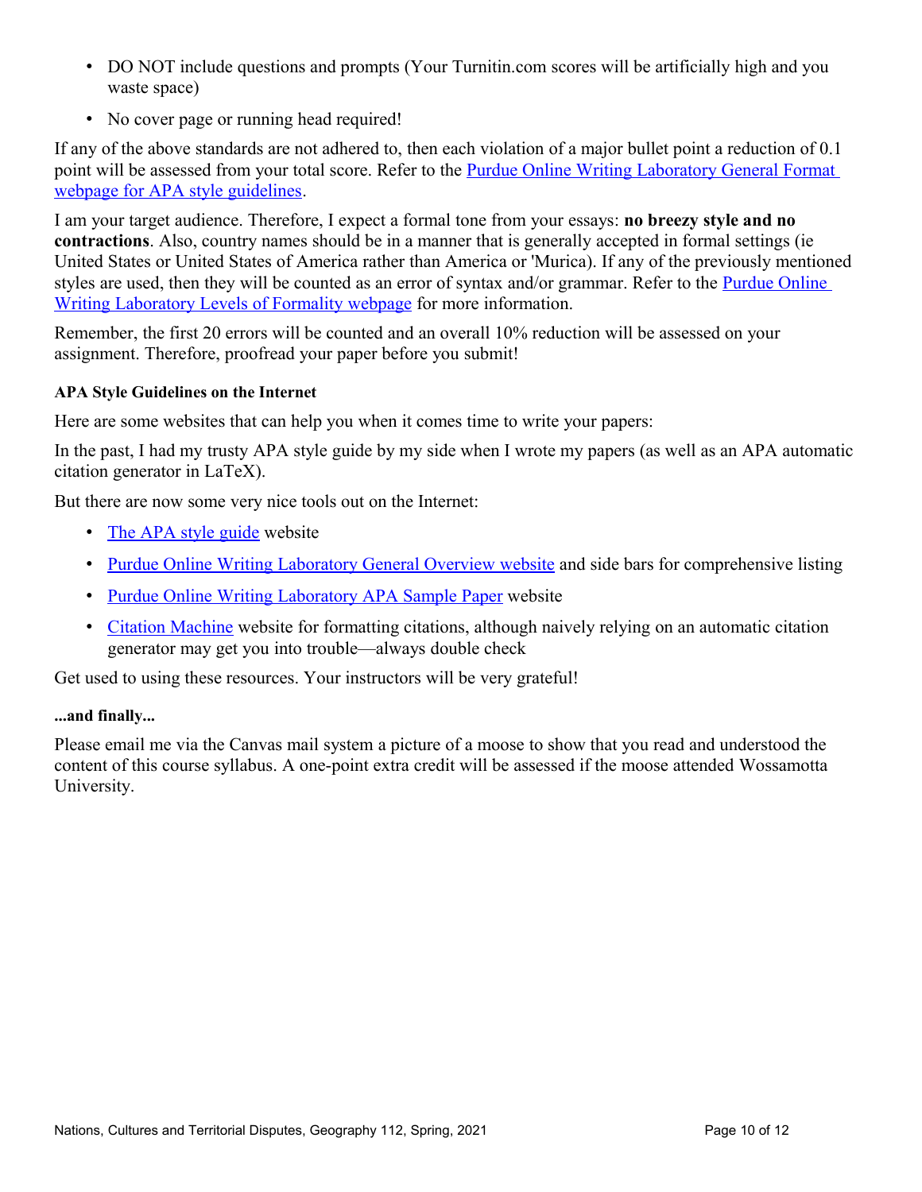- DO NOT include questions and prompts (Your Turnitin.com scores will be artificially high and you waste space)
- No cover page or running head required!

If any of the above standards are not adhered to, then each violation of a major bullet point a reduction of 0.1 point will be assessed from your total score. Refer to the [Purdue Online Writing Laboratory General Format webpage for APA style guidelines]().

I am your target audience. Therefore, I expect a formal tone from your essays: **no breezy style and no contractions**. Also, country names should be in a manner that is generally accepted in formal settings (ie United States or United States of America rather than America or 'Murica). If any of the previously mentioned styles are used, then they will be counted as an error of syntax and/or grammar. Refer to the [Purdue Online Writing Laboratory Levels of Formality webpage]() for more information.

Remember, the first 20 errors will be counted and an overall 10% reduction will be assessed on your assignment. Therefore, proofread your paper before you submit!

#### APA Style Guidelines on the Internet

Here are some websites that can help you when it comes time to write your papers:

In the past, I had my trusty APA style guide by my side when I wrote my papers (as well as an APA automatic citation generator in LaTeX).

But there are now some very nice tools out on the Internet:

- [The APA style guide]() website
- [Purdue Online Writing Laboratory General Overview website]() and side bars for comprehensive listing
- [Purdue Online Writing Laboratory APA Sample Paper]() website
- [Citation Machine]() website for formatting citations, although naively relying on an automatic citation generator may get you into trouble—always double check

Get used to using these resources. Your instructors will be very grateful!

#### ...and finally...

Please email me via the Canvas mail system a picture of a moose to show that you read and understood the content of this course syllabus. A one-point extra credit will be assessed if the moose attended Wossamotta University.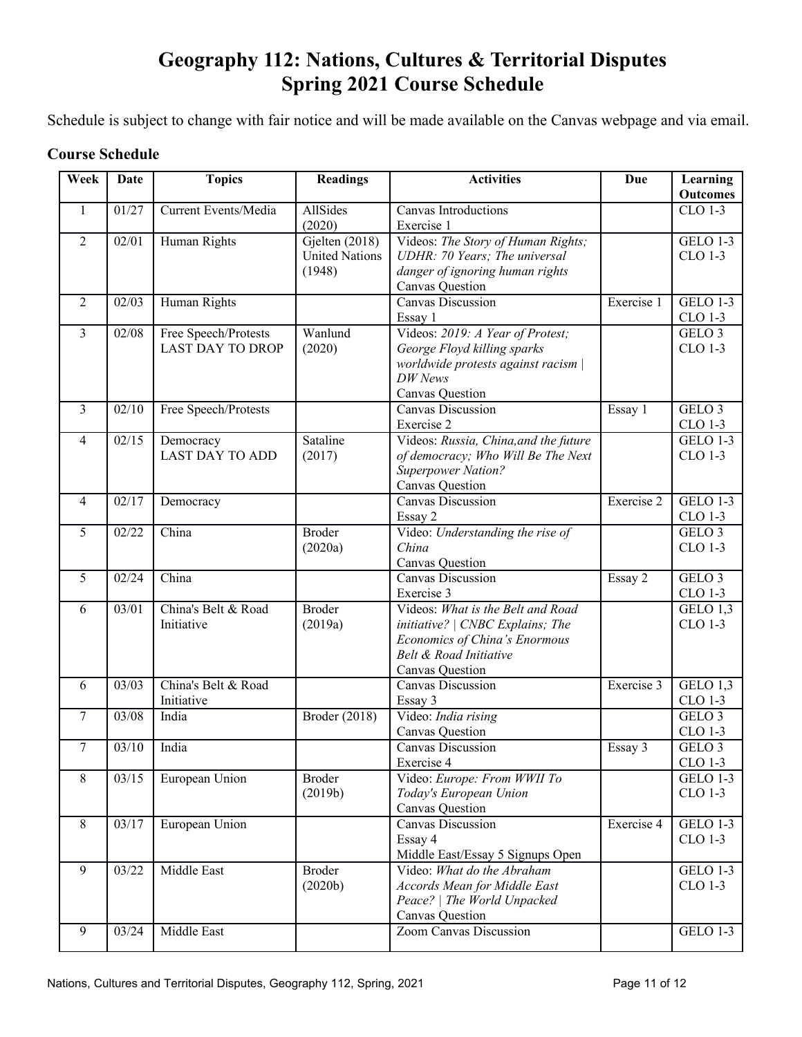# Geography 112: Nations, Cultures & Territorial Disputes
# Spring 2021 Course Schedule

Schedule is subject to change with fair notice and will be made available on the Canvas webpage and via email.

### Course Schedule

| Week | Date | Topics | Readings | Activities | Due | Learning Outcomes |
|---|---|---|---|---|---|---|
| 1 | 01/27 | Current Events/Media | AllSides (2020) | Canvas Introductions<br>Exercise 1 | | CLO 1-3 |
| 2 | 02/01 | Human Rights | Gjelten (2018)<br>United Nations (1948) | Videos: *The Story of Human Rights; UDHR: 70 Years; The universal danger of ignoring human rights*<br>Canvas Question | | GELO 1-3<br>CLO 1-3 |
| 2 | 02/03 | Human Rights | | Canvas Discussion<br>Essay 1 | Exercise 1 | GELO 1-3<br>CLO 1-3 |
| 3 | 02/08 | Free Speech/Protests<br>LAST DAY TO DROP | Wanlund (2020) | Videos: *2019: A Year of Protest; George Floyd killing sparks worldwide protests against racism \| DW News*<br>Canvas Question | | GELO 3<br>CLO 1-3 |
| 3 | 02/10 | Free Speech/Protests | | Canvas Discussion<br>Exercise 2 | Essay 1 | GELO 3<br>CLO 1-3 |
| 4 | 02/15 | Democracy<br>LAST DAY TO ADD | Sataline (2017) | Videos: *Russia, China,and the future of democracy; Who Will Be The Next Superpower Nation?*<br>Canvas Question | | GELO 1-3<br>CLO 1-3 |
| 4 | 02/17 | Democracy | | Canvas Discussion<br>Essay 2 | Exercise 2 | GELO 1-3<br>CLO 1-3 |
| 5 | 02/22 | China | Broder (2020a) | Video: *Understanding the rise of China*<br>Canvas Question | | GELO 3<br>CLO 1-3 |
| 5 | 02/24 | China | | Canvas Discussion<br>Exercise 3 | Essay 2 | GELO 3<br>CLO 1-3 |
| 6 | 03/01 | China's Belt & Road Initiative | Broder (2019a) | Videos: *What is the Belt and Road initiative? \| CNBC Explains; The Economics of China's Enormous Belt & Road Initiative*<br>Canvas Question | | GELO 1,3<br>CLO 1-3 |
| 6 | 03/03 | China's Belt & Road Initiative | | Canvas Discussion<br>Essay 3 | Exercise 3 | GELO 1,3<br>CLO 1-3 |
| 7 | 03/08 | India | Broder (2018) | Video: *India rising*<br>Canvas Question | | GELO 3<br>CLO 1-3 |
| 7 | 03/10 | India | | Canvas Discussion<br>Exercise 4 | Essay 3 | GELO 3<br>CLO 1-3 |
| 8 | 03/15 | European Union | Broder (2019b) | Video: *Europe: From WWII To Today's European Union*<br>Canvas Question | | GELO 1-3<br>CLO 1-3 |
| 8 | 03/17 | European Union | | Canvas Discussion<br>Essay 4<br>Middle East/Essay 5 Signups Open | Exercise 4 | GELO 1-3<br>CLO 1-3 |
| 9 | 03/22 | Middle East | Broder (2020b) | Video: *What do the Abraham Accords Mean for Middle East Peace? \| The World Unpacked*<br>Canvas Question | | GELO 1-3<br>CLO 1-3 |
| 9 | 03/24 | Middle East | | Zoom Canvas Discussion | | GELO 1-3 |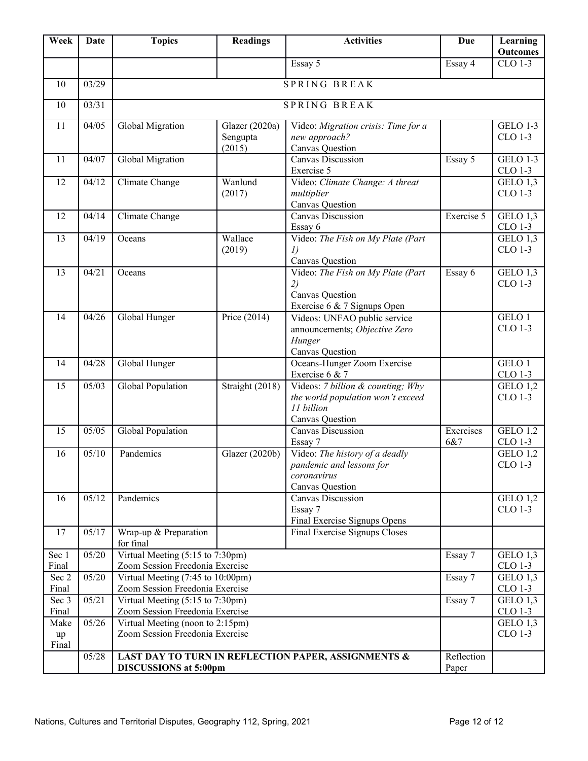| Week | Date | Topics | Readings | Activities | Due | Learning Outcomes |
|---|---|---|---|---|---|---|
| | | | | Essay 5 | Essay 4 | CLO 1-3 |
| 10 | 03/29 | SPRING BREAK | | | | |
| 10 | 03/31 | SPRING BREAK | | | | |
| 11 | 04/05 | Global Migration | Glazer (2020a) Sengupta (2015) | Video: *Migration crisis: Time for a new approach?* Canvas Question | | GELO 1-3 CLO 1-3 |
| 11 | 04/07 | Global Migration | | Canvas Discussion Exercise 5 | Essay 5 | GELO 1-3 CLO 1-3 |
| 12 | 04/12 | Climate Change | Wanlund (2017) | Video: *Climate Change: A threat multiplier* Canvas Question | | GELO 1,3 CLO 1-3 |
| 12 | 04/14 | Climate Change | | Canvas Discussion Essay 6 | Exercise 5 | GELO 1,3 CLO 1-3 |
| 13 | 04/19 | Oceans | Wallace (2019) | Video: *The Fish on My Plate (Part 1)* Canvas Question | | GELO 1,3 CLO 1-3 |
| 13 | 04/21 | Oceans | | Video: *The Fish on My Plate (Part 2)* Canvas Question Exercise 6 & 7 Signups Open | Essay 6 | GELO 1,3 CLO 1-3 |
| 14 | 04/26 | Global Hunger | Price (2014) | Videos: UNFAO public service announcements; *Objective Zero Hunger* Canvas Question | | GELO 1 CLO 1-3 |
| 14 | 04/28 | Global Hunger | | Oceans-Hunger Zoom Exercise Exercise 6 & 7 | | GELO 1 CLO 1-3 |
| 15 | 05/03 | Global Population | Straight (2018) | Videos: *7 billion & counting; Why the world population won't exceed 11 billion* Canvas Question | | GELO 1,2 CLO 1-3 |
| 15 | 05/05 | Global Population | | Canvas Discussion Essay 7 | Exercises 6&7 | GELO 1,2 CLO 1-3 |
| 16 | 05/10 | Pandemics | Glazer (2020b) | Video: *The history of a deadly pandemic and lessons for coronavirus* Canvas Question | | GELO 1,2 CLO 1-3 |
| 16 | 05/12 | Pandemics | | Canvas Discussion Essay 7 Final Exercise Signups Opens | | GELO 1,2 CLO 1-3 |
| 17 | 05/17 | Wrap-up & Preparation for final | | Final Exercise Signups Closes | | |
| Sec 1 Final | 05/20 | Virtual Meeting (5:15 to 7:30pm) Zoom Session Freedonia Exercise | | | Essay 7 | GELO 1,3 CLO 1-3 |
| Sec 2 Final | 05/20 | Virtual Meeting (7:45 to 10:00pm) Zoom Session Freedonia Exercise | | | Essay 7 | GELO 1,3 CLO 1-3 |
| Sec 3 Final | 05/21 | Virtual Meeting (5:15 to 7:30pm) Zoom Session Freedonia Exercise | | | Essay 7 | GELO 1,3 CLO 1-3 |
| Make up Final | 05/26 | Virtual Meeting (noon to 2:15pm) Zoom Session Freedonia Exercise | | | | GELO 1,3 CLO 1-3 |
| | 05/28 | **LAST DAY TO TURN IN REFLECTION PAPER, ASSIGNMENTS & DISCUSSIONS at 5:00pm** | | | Reflection Paper | |